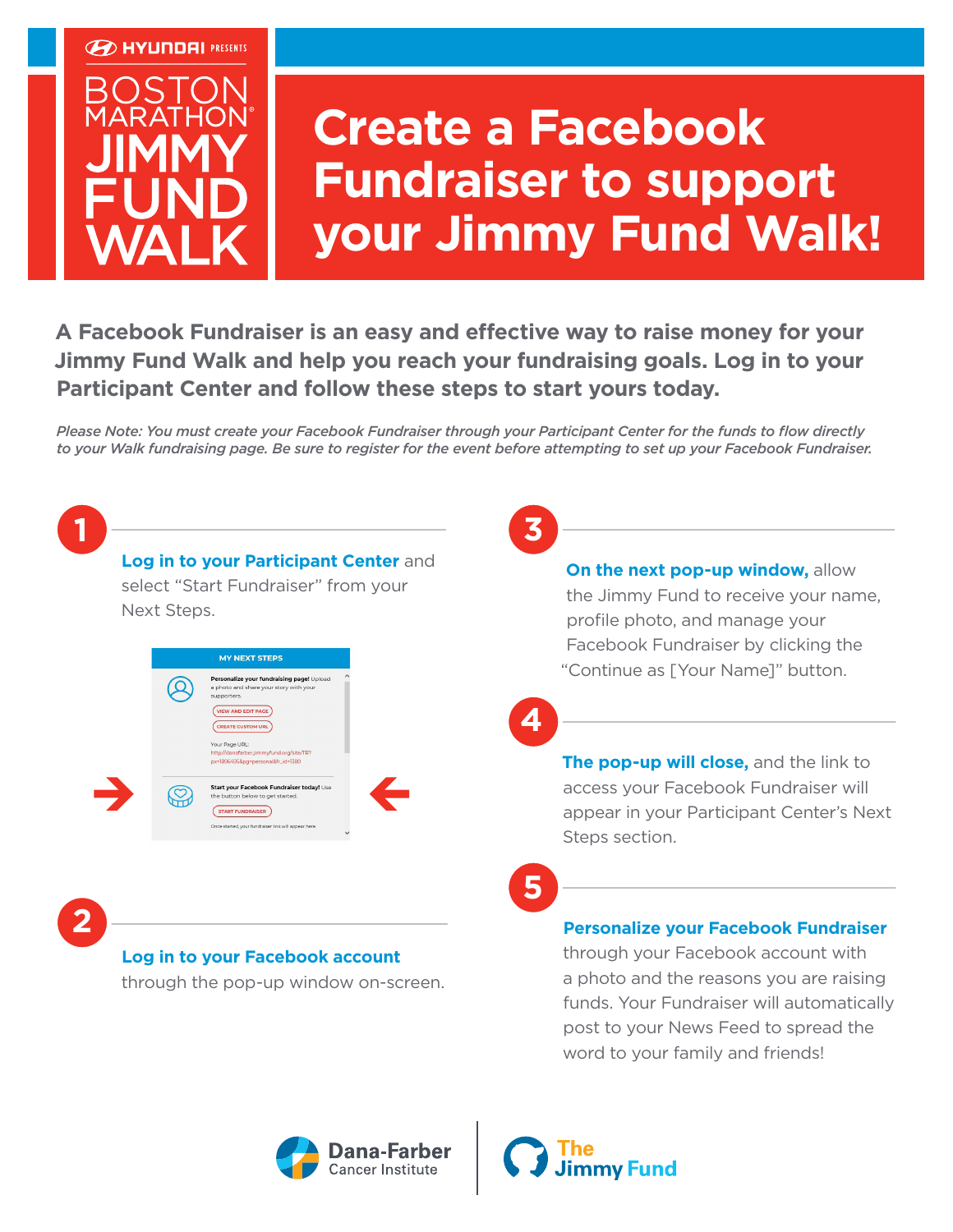HYUNDAI PRESENTS

BOSTON MARATHON® JIMMY FUND WALK

# Create a Facebook Fundraiser to support your Jimmy Fund Walk!

**A Facebook Fundraiser is an easy and effective way to raise money for your Jimmy Fund Walk and help you reach your fundraising goals. Log in to your Participant Center and follow these steps to start yours today.**

*Please Note: You must create your Facebook Fundraiser through your Participant Center for the funds to flow directly to your Walk fundraising page. Be sure to register for the event before attempting to set up your Facebook Fundraiser.*

## 1

**Log in to your Participant Center** and select "Start Fundraiser" from your Next Steps.

MY NEXT STEPS

**Personalize your fundraising page!** Upload a photo and share your story with your supporters.

VIEW AND EDIT PAGE

CREATE CUSTOM URL

Your Page URL:
http://danafarber.jimmyfund.org/site/TR?px=1896495&pg=personal&fr_id=1380

**Start your Facebook Fundraiser today!** Use the button below to get started.

START FUNDRAISER

Once started, your fundraiser link will appear here.

## 2

**Log in to your Facebook account** through the pop-up window on-screen.

## 3

**On the next pop-up window,** allow the Jimmy Fund to receive your name, profile photo, and manage your Facebook Fundraiser by clicking the "Continue as [Your Name]" button.

## 4

**The pop-up will close,** and the link to access your Facebook Fundraiser will appear in your Participant Center's Next Steps section.

## 5

**Personalize your Facebook Fundraiser** through your Facebook account with a photo and the reasons you are raising funds. Your Fundraiser will automatically post to your News Feed to spread the word to your family and friends!

Dana-Farber Cancer Institute | The Jimmy Fund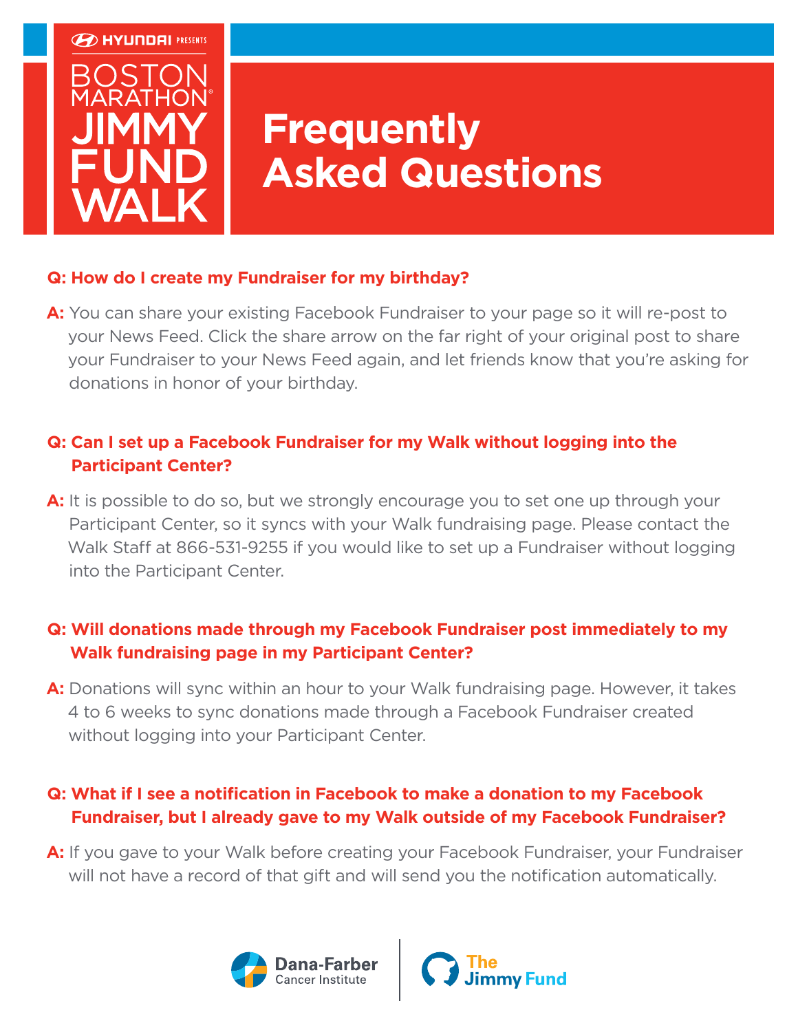# Frequently Asked Questions

**Q: How do I create my Fundraiser for my birthday?**

**A:** You can share your existing Facebook Fundraiser to your page so it will re-post to your News Feed. Click the share arrow on the far right of your original post to share your Fundraiser to your News Feed again, and let friends know that you're asking for donations in honor of your birthday.

**Q: Can I set up a Facebook Fundraiser for my Walk without logging into the Participant Center?**

**A:** It is possible to do so, but we strongly encourage you to set one up through your Participant Center, so it syncs with your Walk fundraising page. Please contact the Walk Staff at 866-531-9255 if you would like to set up a Fundraiser without logging into the Participant Center.

**Q: Will donations made through my Facebook Fundraiser post immediately to my Walk fundraising page in my Participant Center?**

**A:** Donations will sync within an hour to your Walk fundraising page. However, it takes 4 to 6 weeks to sync donations made through a Facebook Fundraiser created without logging into your Participant Center.

**Q: What if I see a notification in Facebook to make a donation to my Facebook Fundraiser, but I already gave to my Walk outside of my Facebook Fundraiser?**

**A:** If you gave to your Walk before creating your Facebook Fundraiser, your Fundraiser will not have a record of that gift and will send you the notification automatically.